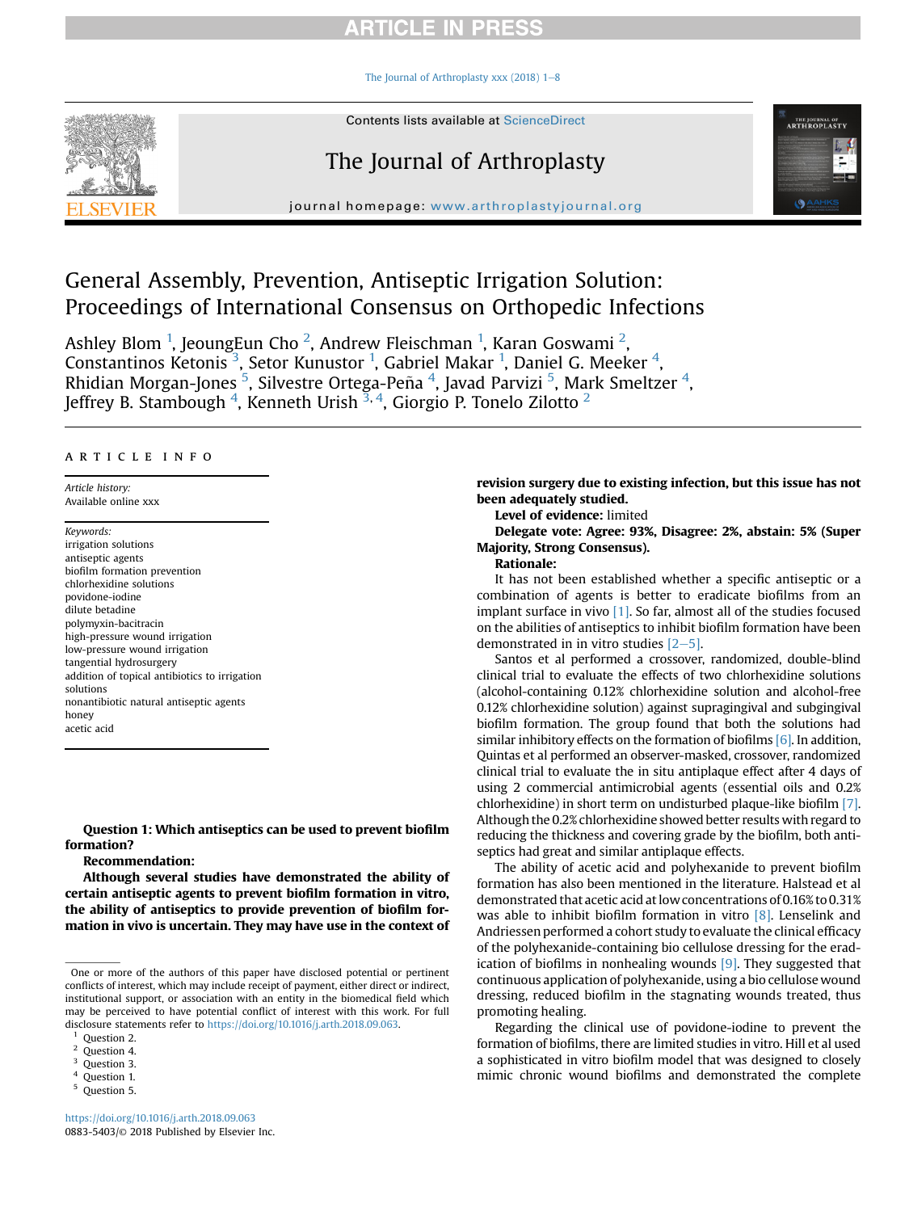# General Assembly, Prevention, Antiseptic Irrigation Solution: Proceedings of International Consensus on Orthopedic Infections

Ashley Blom [1], JeongEun Cho [2], Andrew Fleischman [1], Karan Goswami [2], Constantinos Ketonis [3], Setor Kunustor [1], Gabriel Makar [1], Daniel G. Meeker [4], Rhidian Morgan-Jones [5], Silvestre Ortega-Peña [4], Javad Parvizi [5], Mark Smeltzer [4], Jeffrey B. Stambough [4], Kenneth Urish [3,4], Giorgio P. Tonelo Zilotto [2]

## ARTICLE INFO

*Article history:*
Available online xxx

*Keywords:*
irrigation solutions
antiseptic agents
biofilm formation prevention
chlorhexidine solutions
povidone-iodine
dilute betadine
polymyxin-bacitracin
high-pressure wound irrigation
low-pressure wound irrigation
tangential hydrosurgery
addition of topical antibiotics to irrigation solutions
nonantibiotic natural antiseptic agents
honey
acetic acid

**Question 1: Which antiseptics can be used to prevent biofilm formation?**

**Recommendation:**

**Although several studies have demonstrated the ability of certain antiseptic agents to prevent biofilm formation in vitro, the ability of antiseptics to provide prevention of biofilm formation in vivo is uncertain. They may have use in the context of revision surgery due to existing infection, but this issue has not been adequately studied.**

**Level of evidence:** limited

**Delegate vote: Agree: 93%, Disagree: 2%, abstain: 5% (Super Majority, Strong Consensus).**

**Rationale:**

It has not been established whether a specific antiseptic or a combination of agents is better to eradicate biofilms from an implant surface in vivo [1]. So far, almost all of the studies focused on the abilities of antiseptics to inhibit biofilm formation have been demonstrated in in vitro studies [2–5].

Santos et al performed a crossover, randomized, double-blind clinical trial to evaluate the effects of two chlorhexidine solutions (alcohol-containing 0.12% chlorhexidine solution and alcohol-free 0.12% chlorhexidine solution) against supragingival and subgingival biofilm formation. The group found that both the solutions had similar inhibitory effects on the formation of biofilms [6]. In addition, Quintas et al performed an observer-masked, crossover, randomized clinical trial to evaluate the in situ antiplaque effect after 4 days of using 2 commercial antimicrobial agents (essential oils and 0.2% chlorhexidine) in short term on undisturbed plaque-like biofilm [7]. Although the 0.2% chlorhexidine showed better results with regard to reducing the thickness and covering grade by the biofilm, both antiseptics had great and similar antiplaque effects.

The ability of acetic acid and polyhexanide to prevent biofilm formation has also been mentioned in the literature. Halstead et al demonstrated that acetic acid at low concentrations of 0.16% to 0.31% was able to inhibit biofilm formation in vitro [8]. Lenselink and Andriessen performed a cohort study to evaluate the clinical efficacy of the polyhexanide-containing bio cellulose dressing for the eradication of biofilms in nonhealing wounds [9]. They suggested that continuous application of polyhexanide, using a bio cellulose wound dressing, reduced biofilm in the stagnating wounds treated, thus promoting healing.

Regarding the clinical use of povidone-iodine to prevent the formation of biofilms, there are limited studies in vitro. Hill et al used a sophisticated in vitro biofilm model that was designed to closely mimic chronic wound biofilms and demonstrated the complete

---

One or more of the authors of this paper have disclosed potential or pertinent conflicts of interest, which may include receipt of payment, either direct or indirect, institutional support, or association with an entity in the biomedical field which may be perceived to have potential conflict of interest with this work. For full disclosure statements refer to https://doi.org/10.1016/j.arth.2018.09.063.

[1] Question 2.
[2] Question 4.
[3] Question 3.
[4] Question 1.
[5] Question 5.

https://doi.org/10.1016/j.arth.2018.09.063
0883-5403/© 2018 Published by Elsevier Inc.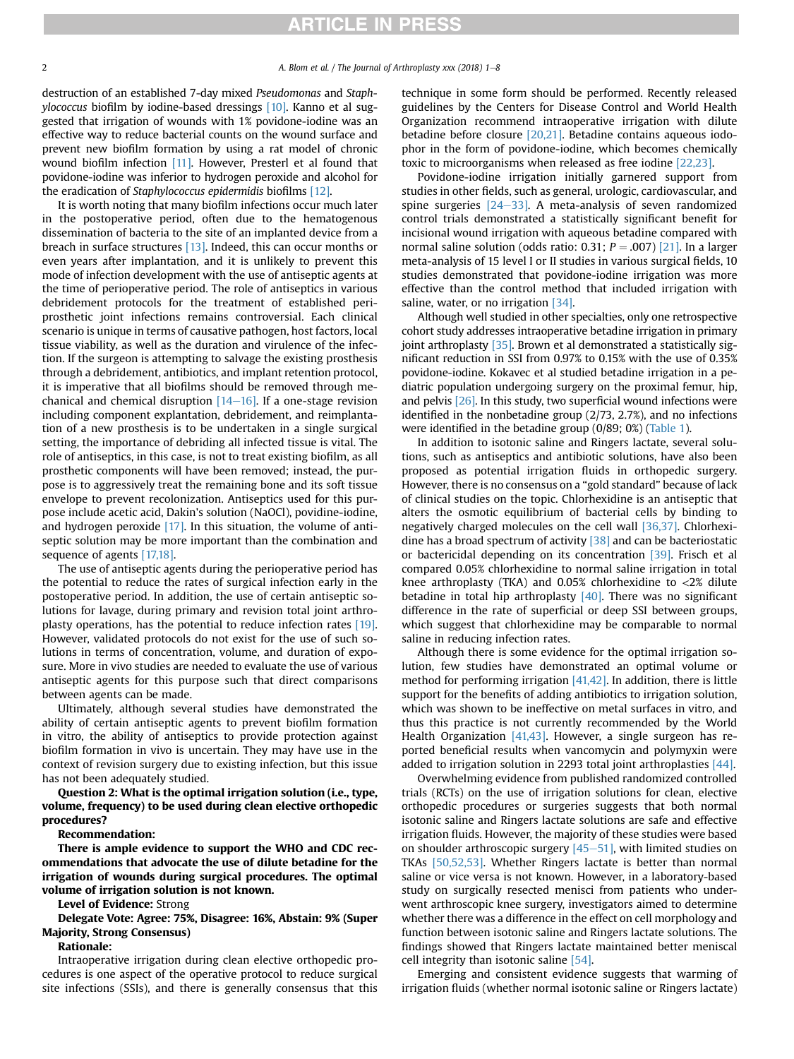destruction of an established 7-day mixed *Pseudomonas* and *Staphylococcus* biofilm by iodine-based dressings [10]. Kanno et al suggested that irrigation of wounds with 1% povidone-iodine was an effective way to reduce bacterial counts on the wound surface and prevent new biofilm formation by using a rat model of chronic wound biofilm infection [11]. However, Presterl et al found that povidone-iodine was inferior to hydrogen peroxide and alcohol for the eradication of *Staphylococcus epidermidis* biofilms [12].

It is worth noting that many biofilm infections occur much later in the postoperative period, often due to the hematogenous dissemination of bacteria to the site of an implanted device from a breach in surface structures [13]. Indeed, this can occur months or even years after implantation, and it is unlikely to prevent this mode of infection development with the use of antiseptic agents at the time of perioperative period. The role of antiseptics in various debridement protocols for the treatment of established periprosthetic joint infections remains controversial. Each clinical scenario is unique in terms of causative pathogen, host factors, local tissue viability, as well as the duration and virulence of the infection. If the surgeon is attempting to salvage the existing prosthesis through a debridement, antibiotics, and implant retention protocol, it is imperative that all biofilms should be removed through mechanical and chemical disruption [14–16]. If a one-stage revision including component explantation, debridement, and reimplantation of a new prosthesis is to be undertaken in a single surgical setting, the importance of debriding all infected tissue is vital. The role of antiseptics, in this case, is not to treat existing biofilm, as all prosthetic components will have been removed; instead, the purpose is to aggressively treat the remaining bone and its soft tissue envelope to prevent recolonization. Antiseptics used for this purpose include acetic acid, Dakin's solution (NaOCl), povidine-iodine, and hydrogen peroxide [17]. In this situation, the volume of antiseptic solution may be more important than the combination and sequence of agents [17,18].

The use of antiseptic agents during the perioperative period has the potential to reduce the rates of surgical infection early in the postoperative period. In addition, the use of certain antiseptic solutions for lavage, during primary and revision total joint arthroplasty operations, has the potential to reduce infection rates [19]. However, validated protocols do not exist for the use of such solutions in terms of concentration, volume, and duration of exposure. More in vivo studies are needed to evaluate the use of various antiseptic agents for this purpose such that direct comparisons between agents can be made.

Ultimately, although several studies have demonstrated the ability of certain antiseptic agents to prevent biofilm formation in vitro, the ability of antiseptics to provide protection against biofilm formation in vivo is uncertain. They may have use in the context of revision surgery due to existing infection, but this issue has not been adequately studied.

**Question 2: What is the optimal irrigation solution (i.e., type, volume, frequency) to be used during clean elective orthopedic procedures?**

**Recommendation:**

**There is ample evidence to support the WHO and CDC recommendations that advocate the use of dilute betadine for the irrigation of wounds during surgical procedures. The optimal volume of irrigation solution is not known.**

**Level of Evidence:** Strong

**Delegate Vote: Agree: 75%, Disagree: 16%, Abstain: 9% (Super Majority, Strong Consensus)**

**Rationale:**

Intraoperative irrigation during clean elective orthopedic procedures is one aspect of the operative protocol to reduce surgical site infections (SSIs), and there is generally consensus that this technique in some form should be performed. Recently released guidelines by the Centers for Disease Control and World Health Organization recommend intraoperative irrigation with dilute betadine before closure [20,21]. Betadine contains aqueous iodophor in the form of povidone-iodine, which becomes chemically toxic to microorganisms when released as free iodine [22,23].

Povidone-iodine irrigation initially garnered support from studies in other fields, such as general, urologic, cardiovascular, and spine surgeries [24–33]. A meta-analysis of seven randomized control trials demonstrated a statistically significant benefit for incisional wound irrigation with aqueous betadine compared with normal saline solution (odds ratio: 0.31; $P = .007$) [21]. In a larger meta-analysis of 15 level I or II studies in various surgical fields, 10 studies demonstrated that povidone-iodine irrigation was more effective than the control method that included irrigation with saline, water, or no irrigation [34].

Although well studied in other specialties, only one retrospective cohort study addresses intraoperative betadine irrigation in primary joint arthroplasty [35]. Brown et al demonstrated a statistically significant reduction in SSI from 0.97% to 0.15% with the use of 0.35% povidone-iodine. Kokavec et al studied betadine irrigation in a pediatric population undergoing surgery on the proximal femur, hip, and pelvis [26]. In this study, two superficial wound infections were identified in the nonbetadine group (2/73, 2.7%), and no infections were identified in the betadine group (0/89; 0%) (Table 1).

In addition to isotonic saline and Ringers lactate, several solutions, such as antiseptics and antibiotic solutions, have also been proposed as potential irrigation fluids in orthopedic surgery. However, there is no consensus on a "gold standard" because of lack of clinical studies on the topic. Chlorhexidine is an antiseptic that alters the osmotic equilibrium of bacterial cells by binding to negatively charged molecules on the cell wall [36,37]. Chlorhexidine has a broad spectrum of activity [38] and can be bacteriostatic or bactericidal depending on its concentration [39]. Frisch et al compared 0.05% chlorhexidine to normal saline irrigation in total knee arthroplasty (TKA) and 0.05% chlorhexidine to <2% dilute betadine in total hip arthroplasty [40]. There was no significant difference in the rate of superficial or deep SSI between groups, which suggest that chlorhexidine may be comparable to normal saline in reducing infection rates.

Although there is some evidence for the optimal irrigation solution, few studies have demonstrated an optimal volume or method for performing irrigation [41,42]. In addition, there is little support for the benefits of adding antibiotics to irrigation solution, which was shown to be ineffective on metal surfaces in vitro, and thus this practice is not currently recommended by the World Health Organization [41,43]. However, a single surgeon has reported beneficial results when vancomycin and polymyxin were added to irrigation solution in 2293 total joint arthroplasties [44].

Overwhelming evidence from published randomized controlled trials (RCTs) on the use of irrigation solutions for clean, elective orthopedic procedures or surgeries suggests that both normal isotonic saline and Ringers lactate solutions are safe and effective irrigation fluids. However, the majority of these studies were based on shoulder arthroscopic surgery [45–51], with limited studies on TKAs [50,52,53]. Whether Ringers lactate is better than normal saline or vice versa is not known. However, in a laboratory-based study on surgically resected menisci from patients who underwent arthroscopic knee surgery, investigators aimed to determine whether there was a difference in the effect on cell morphology and function between isotonic saline and Ringers lactate solutions. The findings showed that Ringers lactate maintained better meniscal cell integrity than isotonic saline [54].

Emerging and consistent evidence suggests that warming of irrigation fluids (whether normal isotonic saline or Ringers lactate)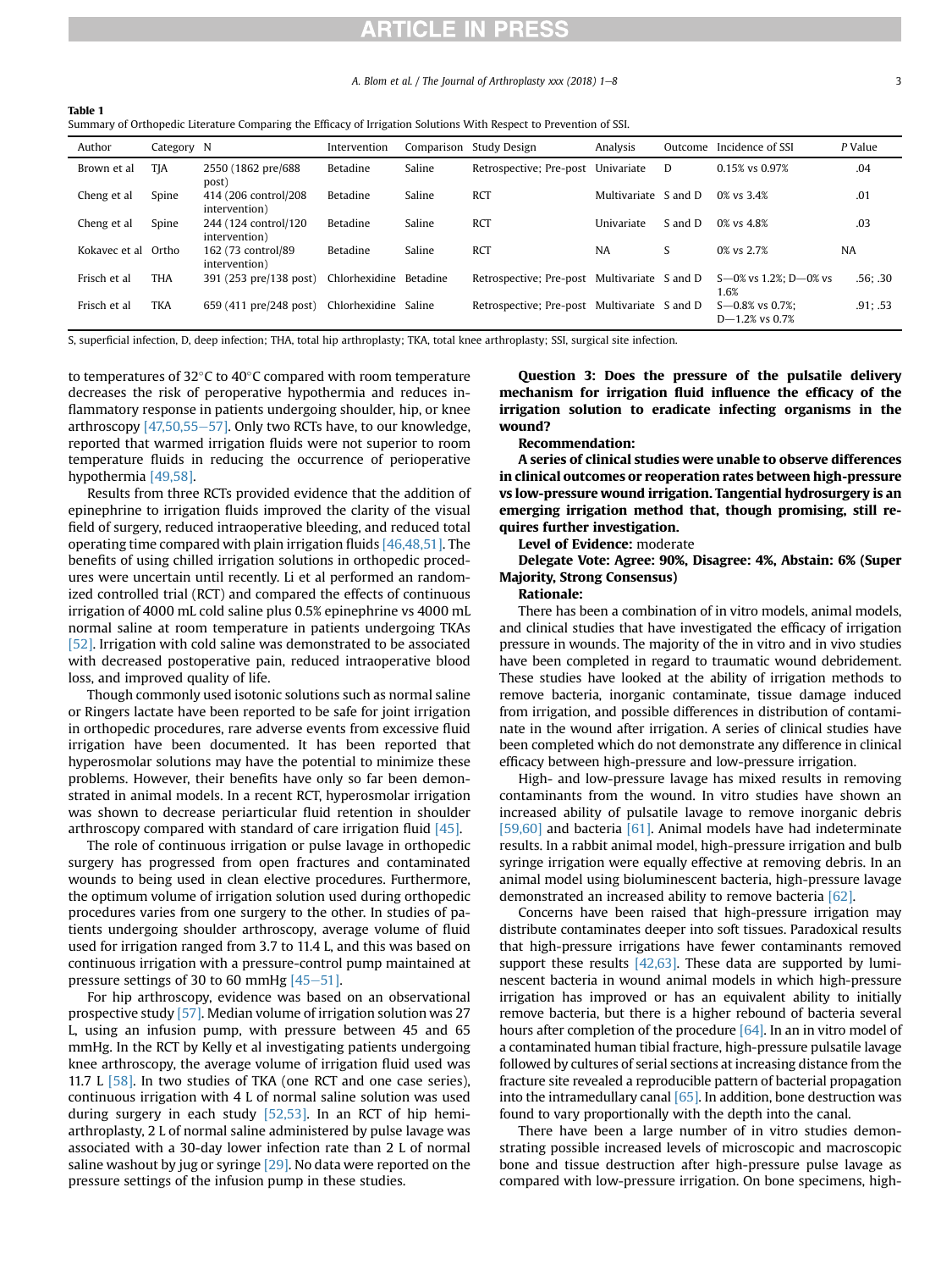**Table 1**
Summary of Orthopedic Literature Comparing the Efficacy of Irrigation Solutions With Respect to Prevention of SSI.

| Author | Category | N | Intervention | Comparison | Study Design | Analysis | Outcome | Incidence of SSI | *P* Value |
|---|---|---|---|---|---|---|---|---|---|
| Brown et al | TJA | 2550 (1862 pre/688 post) | Betadine | Saline | Retrospective; Pre-post | Univariate | D | 0.15% vs 0.97% | .04 |
| Cheng et al | Spine | 414 (206 control/208 intervention) | Betadine | Saline | RCT | Multivariate | S and D | 0% vs 3.4% | .01 |
| Cheng et al | Spine | 244 (124 control/120 intervention) | Betadine | Saline | RCT | Univariate | S and D | 0% vs 4.8% | .03 |
| Kokavec et al | Ortho | 162 (73 control/89 intervention) | Betadine | Saline | RCT | NA | S | 0% vs 2.7% | NA |
| Frisch et al | THA | 391 (253 pre/138 post) | Chlorhexidine | Betadine | Retrospective; Pre-post | Multivariate | S and D | S—0% vs 1.2%; D—0% vs 1.6% | .56; .30 |
| Frisch et al | TKA | 659 (411 pre/248 post) | Chlorhexidine | Saline | Retrospective; Pre-post | Multivariate | S and D | S—0.8% vs 0.7%; D—1.2% vs 0.7% | .91; .53 |

S, superficial infection, D, deep infection; THA, total hip arthroplasty; TKA, total knee arthroplasty; SSI, surgical site infection.

to temperatures of 32°C to 40°C compared with room temperature decreases the risk of peroperative hypothermia and reduces inflammatory response in patients undergoing shoulder, hip, or knee arthroscopy [47,50,55–57]. Only two RCTs have, to our knowledge, reported that warmed irrigation fluids were not superior to room temperature fluids in reducing the occurrence of perioperative hypothermia [49,58].

Results from three RCTs provided evidence that the addition of epinephrine to irrigation fluids improved the clarity of the visual field of surgery, reduced intraoperative bleeding, and reduced total operating time compared with plain irrigation fluids [46,48,51]. The benefits of using chilled irrigation solutions in orthopedic procedures were uncertain until recently. Li et al performed an randomized controlled trial (RCT) and compared the effects of continuous irrigation of 4000 mL cold saline plus 0.5% epinephrine vs 4000 mL normal saline at room temperature in patients undergoing TKAs [52]. Irrigation with cold saline was demonstrated to be associated with decreased postoperative pain, reduced intraoperative blood loss, and improved quality of life.

Though commonly used isotonic solutions such as normal saline or Ringers lactate have been reported to be safe for joint irrigation in orthopedic procedures, rare adverse events from excessive fluid irrigation have been documented. It has been reported that hyperosmolar solutions may have the potential to minimize these problems. However, their benefits have only so far been demonstrated in animal models. In a recent RCT, hyperosmolar irrigation was shown to decrease periarticular fluid retention in shoulder arthroscopy compared with standard of care irrigation fluid [45].

The role of continuous irrigation or pulse lavage in orthopedic surgery has progressed from open fractures and contaminated wounds to being used in clean elective procedures. Furthermore, the optimum volume of irrigation solution used during orthopedic procedures varies from one surgery to the other. In studies of patients undergoing shoulder arthroscopy, average volume of fluid used for irrigation ranged from 3.7 to 11.4 L, and this was based on continuous irrigation with a pressure-control pump maintained at pressure settings of 30 to 60 mmHg [45–51].

For hip arthroscopy, evidence was based on an observational prospective study [57]. Median volume of irrigation solution was 27 L, using an infusion pump, with pressure between 45 and 65 mmHg. In the RCT by Kelly et al investigating patients undergoing knee arthroscopy, the average volume of irrigation fluid used was 11.7 L [58]. In two studies of TKA (one RCT and one case series), continuous irrigation with 4 L of normal saline solution was used during surgery in each study [52,53]. In an RCT of hip hemiarthroplasty, 2 L of normal saline administered by pulse lavage was associated with a 30-day lower infection rate than 2 L of normal saline washout by jug or syringe [29]. No data were reported on the pressure settings of the infusion pump in these studies.

**Question 3: Does the pressure of the pulsatile delivery mechanism for irrigation fluid influence the efficacy of the irrigation solution to eradicate infecting organisms in the wound?**

**Recommendation:**

**A series of clinical studies were unable to observe differences in clinical outcomes or reoperation rates between high-pressure vs low-pressure wound irrigation. Tangential hydrosurgery is an emerging irrigation method that, though promising, still requires further investigation.**

**Level of Evidence:** moderate

**Delegate Vote: Agree: 90%, Disagree: 4%, Abstain: 6% (Super Majority, Strong Consensus)**

**Rationale:**

There has been a combination of in vitro models, animal models, and clinical studies that have investigated the efficacy of irrigation pressure in wounds. The majority of the in vitro and in vivo studies have been completed in regard to traumatic wound debridement. These studies have looked at the ability of irrigation methods to remove bacteria, inorganic contaminate, tissue damage induced from irrigation, and possible differences in distribution of contaminate in the wound after irrigation. A series of clinical studies have been completed which do not demonstrate any difference in clinical efficacy between high-pressure and low-pressure irrigation.

High- and low-pressure lavage has mixed results in removing contaminants from the wound. In vitro studies have shown an increased ability of pulsatile lavage to remove inorganic debris [59,60] and bacteria [61]. Animal models have had indeterminate results. In a rabbit animal model, high-pressure irrigation and bulb syringe irrigation were equally effective at removing debris. In an animal model using bioluminescent bacteria, high-pressure lavage demonstrated an increased ability to remove bacteria [62].

Concerns have been raised that high-pressure irrigation may distribute contaminates deeper into soft tissues. Paradoxical results that high-pressure irrigations have fewer contaminants removed support these results [42,63]. These data are supported by luminescent bacteria in wound animal models in which high-pressure irrigation has improved or has an equivalent ability to initially remove bacteria, but there is a higher rebound of bacteria several hours after completion of the procedure [64]. In an in vitro model of a contaminated human tibial fracture, high-pressure pulsatile lavage followed by cultures of serial sections at increasing distance from the fracture site revealed a reproducible pattern of bacterial propagation into the intramedullary canal [65]. In addition, bone destruction was found to vary proportionally with the depth into the canal.

There have been a large number of in vitro studies demonstrating possible increased levels of microscopic and macroscopic bone and tissue destruction after high-pressure pulse lavage as compared with low-pressure irrigation. On bone specimens, high-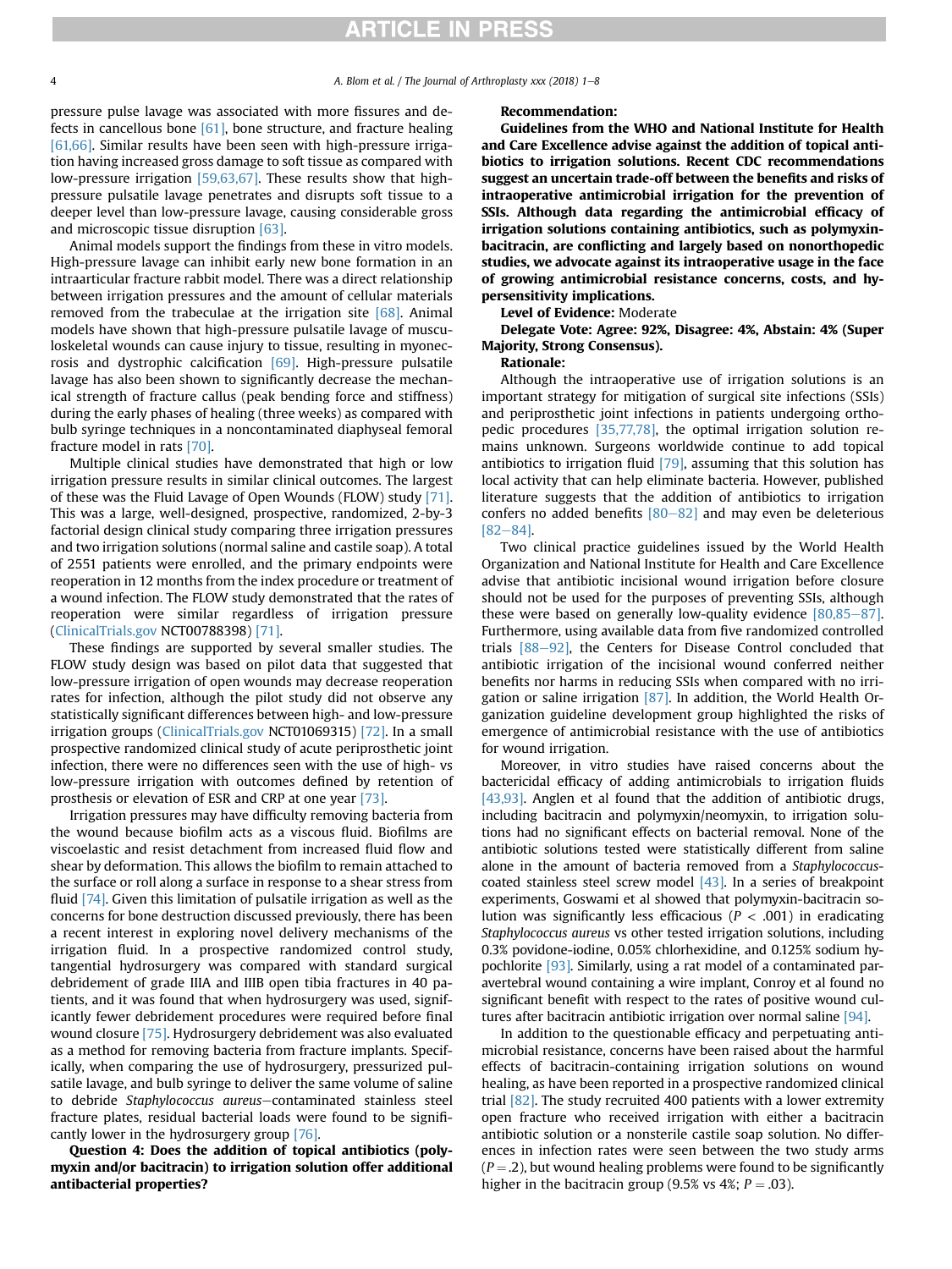pressure pulse lavage was associated with more fissures and defects in cancellous bone [61], bone structure, and fracture healing [61,66]. Similar results have been seen with high-pressure irrigation having increased gross damage to soft tissue as compared with low-pressure irrigation [59,63,67]. These results show that high-pressure pulsatile lavage penetrates and disrupts soft tissue to a deeper level than low-pressure lavage, causing considerable gross and microscopic tissue disruption [63].

Animal models support the findings from these in vitro models. High-pressure lavage can inhibit early new bone formation in an intraarticular fracture rabbit model. There was a direct relationship between irrigation pressures and the amount of cellular materials removed from the trabeculae at the irrigation site [68]. Animal models have shown that high-pressure pulsatile lavage of musculoskeletal wounds can cause injury to tissue, resulting in myonecrosis and dystrophic calcification [69]. High-pressure pulsatile lavage has also been shown to significantly decrease the mechanical strength of fracture callus (peak bending force and stiffness) during the early phases of healing (three weeks) as compared with bulb syringe techniques in a noncontaminated diaphyseal femoral fracture model in rats [70].

Multiple clinical studies have demonstrated that high or low irrigation pressure results in similar clinical outcomes. The largest of these was the Fluid Lavage of Open Wounds (FLOW) study [71]. This was a large, well-designed, prospective, randomized, 2-by-3 factorial design clinical study comparing three irrigation pressures and two irrigation solutions (normal saline and castile soap). A total of 2551 patients were enrolled, and the primary endpoints were reoperation in 12 months from the index procedure or treatment of a wound infection. The FLOW study demonstrated that the rates of reoperation were similar regardless of irrigation pressure (ClinicalTrials.gov NCT00788398) [71].

These findings are supported by several smaller studies. The FLOW study design was based on pilot data that suggested that low-pressure irrigation of open wounds may decrease reoperation rates for infection, although the pilot study did not observe any statistically significant differences between high- and low-pressure irrigation groups (ClinicalTrials.gov NCT01069315) [72]. In a small prospective randomized clinical study of acute periprosthetic joint infection, there were no differences seen with the use of high- vs low-pressure irrigation with outcomes defined by retention of prosthesis or elevation of ESR and CRP at one year [73].

Irrigation pressures may have difficulty removing bacteria from the wound because biofilm acts as a viscous fluid. Biofilms are viscoelastic and resist detachment from increased fluid flow and shear by deformation. This allows the biofilm to remain attached to the surface or roll along a surface in response to a shear stress from fluid [74]. Given this limitation of pulsatile irrigation as well as the concerns for bone destruction discussed previously, there has been a recent interest in exploring novel delivery mechanisms of the irrigation fluid. In a prospective randomized control study, tangential hydrosurgery was compared with standard surgical debridement of grade IIIA and IIIB open tibia fractures in 40 patients, and it was found that when hydrosurgery was used, significantly fewer debridement procedures were required before final wound closure [75]. Hydrosurgery debridement was also evaluated as a method for removing bacteria from fracture implants. Specifically, when comparing the use of hydrosurgery, pressurized pulsatile lavage, and bulb syringe to deliver the same volume of saline to debride *Staphylococcus aureus*–contaminated stainless steel fracture plates, residual bacterial loads were found to be significantly lower in the hydrosurgery group [76].

**Question 4: Does the addition of topical antibiotics (polymyxin and/or bacitracin) to irrigation solution offer additional antibacterial properties?**

**Recommendation:**

**Guidelines from the WHO and National Institute for Health and Care Excellence advise against the addition of topical antibiotics to irrigation solutions. Recent CDC recommendations suggest an uncertain trade-off between the benefits and risks of intraoperative antimicrobial irrigation for the prevention of SSIs. Although data regarding the antimicrobial efficacy of irrigation solutions containing antibiotics, such as polymyxin-bacitracin, are conflicting and largely based on nonorthopedic studies, we advocate against its intraoperative usage in the face of growing antimicrobial resistance concerns, costs, and hypersensitivity implications.**

**Level of Evidence:** Moderate

**Delegate Vote: Agree: 92%, Disagree: 4%, Abstain: 4% (Super Majority, Strong Consensus).**

**Rationale:**

Although the intraoperative use of irrigation solutions is an important strategy for mitigation of surgical site infections (SSIs) and periprosthetic joint infections in patients undergoing orthopedic procedures [35,77,78], the optimal irrigation solution remains unknown. Surgeons worldwide continue to add topical antibiotics to irrigation fluid [79], assuming that this solution has local activity that can help eliminate bacteria. However, published literature suggests that the addition of antibiotics to irrigation confers no added benefits [80–82] and may even be deleterious [82–84].

Two clinical practice guidelines issued by the World Health Organization and National Institute for Health and Care Excellence advise that antibiotic incisional wound irrigation before closure should not be used for the purposes of preventing SSIs, although these were based on generally low-quality evidence [80,85–87]. Furthermore, using available data from five randomized controlled trials [88–92], the Centers for Disease Control concluded that antibiotic irrigation of the incisional wound conferred neither benefits nor harms in reducing SSIs when compared with no irrigation or saline irrigation [87]. In addition, the World Health Organization guideline development group highlighted the risks of emergence of antimicrobial resistance with the use of antibiotics for wound irrigation.

Moreover, in vitro studies have raised concerns about the bactericidal efficacy of adding antimicrobials to irrigation fluids [43,93]. Anglen et al found that the addition of antibiotic drugs, including bacitracin and polymyxin/neomyxin, to irrigation solutions had no significant effects on bacterial removal. None of the antibiotic solutions tested were statistically different from saline alone in the amount of bacteria removed from a *Staphylococcus*-coated stainless steel screw model [43]. In a series of breakpoint experiments, Goswami et al showed that polymyxin-bacitracin solution was significantly less efficacious ($P < .001$) in eradicating *Staphylococcus aureus* vs other tested irrigation solutions, including 0.3% povidone-iodine, 0.05% chlorhexidine, and 0.125% sodium hypochlorite [93]. Similarly, using a rat model of a contaminated paravertebral wound containing a wire implant, Conroy et al found no significant benefit with respect to the rates of positive wound cultures after bacitracin antibiotic irrigation over normal saline [94].

In addition to the questionable efficacy and perpetuating antimicrobial resistance, concerns have been raised about the harmful effects of bacitracin-containing irrigation solutions on wound healing, as have been reported in a prospective randomized clinical trial [82]. The study recruited 400 patients with a lower extremity open fracture who received irrigation with either a bacitracin antibiotic solution or a nonsterile castile soap solution. No differences in infection rates were seen between the two study arms ($P = .2$), but wound healing problems were found to be significantly higher in the bacitracin group (9.5% vs 4%; $P = .03$).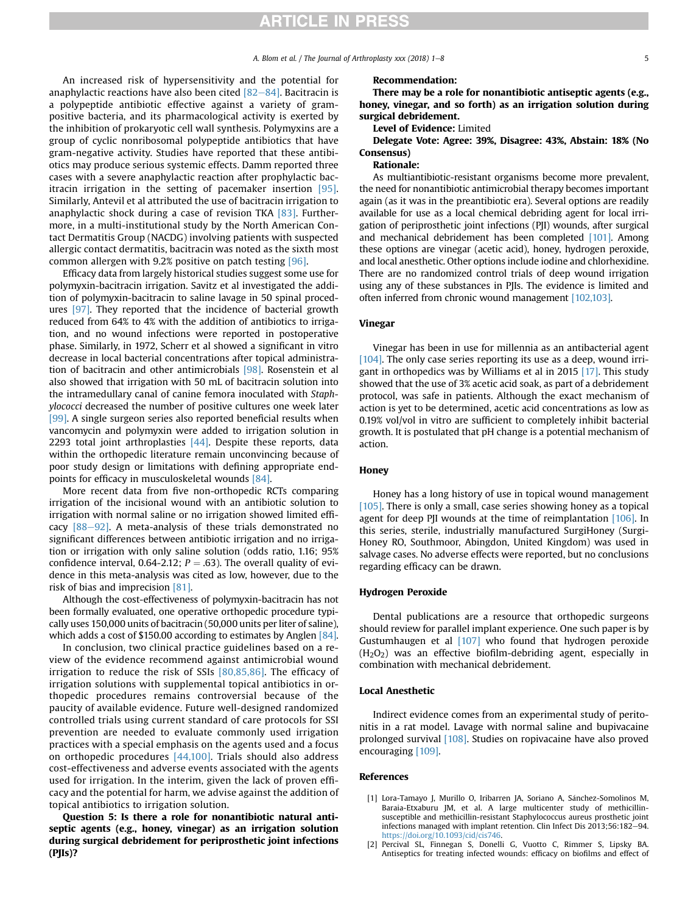An increased risk of hypersensitivity and the potential for anaphylactic reactions have also been cited [82–84]. Bacitracin is a polypeptide antibiotic effective against a variety of gram-positive bacteria, and its pharmacological activity is exerted by the inhibition of prokaryotic cell wall synthesis. Polymyxins are a group of cyclic nonribosomal polypeptide antibiotics that have gram-negative activity. Studies have reported that these antibiotics may produce serious systemic effects. Damm reported three cases with a severe anaphylactic reaction after prophylactic bacitracin irrigation in the setting of pacemaker insertion [95]. Similarly, Antevil et al attributed the use of bacitracin irrigation to anaphylactic shock during a case of revision TKA [83]. Furthermore, in a multi-institutional study by the North American Contact Dermatitis Group (NACDG) involving patients with suspected allergic contact dermatitis, bacitracin was noted as the sixth most common allergen with 9.2% positive on patch testing [96].

Efficacy data from largely historical studies suggest some use for polymyxin-bacitracin irrigation. Savitz et al investigated the addition of polymyxin-bacitracin to saline lavage in 50 spinal procedures [97]. They reported that the incidence of bacterial growth reduced from 64% to 4% with the addition of antibiotics to irrigation, and no wound infections were reported in postoperative phase. Similarly, in 1972, Scherr et al showed a significant in vitro decrease in local bacterial concentrations after topical administration of bacitracin and other antimicrobials [98]. Rosenstein et al also showed that irrigation with 50 mL of bacitracin solution into the intramedullary canal of canine femora inoculated with *Staphylococci* decreased the number of positive cultures one week later [99]. A single surgeon series also reported beneficial results when vancomycin and polymyxin were added to irrigation solution in 2293 total joint arthroplasties [44]. Despite these reports, data within the orthopedic literature remain unconvincing because of poor study design or limitations with defining appropriate endpoints for efficacy in musculoskeletal wounds [84].

More recent data from five non-orthopedic RCTs comparing irrigation of the incisional wound with an antibiotic solution to irrigation with normal saline or no irrigation showed limited efficacy [88–92]. A meta-analysis of these trials demonstrated no significant differences between antibiotic irrigation and no irrigation or irrigation with only saline solution (odds ratio, 1.16; 95% confidence interval, 0.64-2.12; $P = .63$). The overall quality of evidence in this meta-analysis was cited as low, however, due to the risk of bias and imprecision [81].

Although the cost-effectiveness of polymyxin-bacitracin has not been formally evaluated, one operative orthopedic procedure typically uses 150,000 units of bacitracin (50,000 units per liter of saline), which adds a cost of $150.00 according to estimates by Anglen [84].

In conclusion, two clinical practice guidelines based on a review of the evidence recommend against antimicrobial wound irrigation to reduce the risk of SSIs [80,85,86]. The efficacy of irrigation solutions with supplemental topical antibiotics in orthopedic procedures remains controversial because of the paucity of available evidence. Future well-designed randomized controlled trials using current standard of care protocols for SSI prevention are needed to evaluate commonly used irrigation practices with a special emphasis on the agents used and a focus on orthopedic procedures [44,100]. Trials should also address cost-effectiveness and adverse events associated with the agents used for irrigation. In the interim, given the lack of proven efficacy and the potential for harm, we advise against the addition of topical antibiotics to irrigation solution.

**Question 5: Is there a role for nonantibiotic natural antiseptic agents (e.g., honey, vinegar) as an irrigation solution during surgical debridement for periprosthetic joint infections (PJIs)?**

**Recommendation:**

**There may be a role for nonantibiotic antiseptic agents (e.g., honey, vinegar, and so forth) as an irrigation solution during surgical debridement.**

**Level of Evidence:** Limited

**Delegate Vote: Agree: 39%, Disagree: 43%, Abstain: 18% (No Consensus)**

**Rationale:**

As multiantibiotic-resistant organisms become more prevalent, the need for nonantibiotic antimicrobial therapy becomes important again (as it was in the preantibiotic era). Several options are readily available for use as a local chemical debriding agent for local irrigation of periprosthetic joint infections (PJI) wounds, after surgical and mechanical debridement has been completed [101]. Among these options are vinegar (acetic acid), honey, hydrogen peroxide, and local anesthetic. Other options include iodine and chlorhexidine. There are no randomized control trials of deep wound irrigation using any of these substances in PJIs. The evidence is limited and often inferred from chronic wound management [102,103].

## Vinegar

Vinegar has been in use for millennia as an antibacterial agent [104]. The only case series reporting its use as a deep, wound irrigant in orthopedics was by Williams et al in 2015 [17]. This study showed that the use of 3% acetic acid soak, as part of a debridement protocol, was safe in patients. Although the exact mechanism of action is yet to be determined, acetic acid concentrations as low as 0.19% vol/vol in vitro are sufficient to completely inhibit bacterial growth. It is postulated that pH change is a potential mechanism of action.

## Honey

Honey has a long history of use in topical wound management [105]. There is only a small, case series showing honey as a topical agent for deep PJI wounds at the time of reimplantation [106]. In this series, sterile, industrially manufactured SurgiHoney (SurgiHoney RO, Southmoor, Abingdon, United Kingdom) was used in salvage cases. No adverse effects were reported, but no conclusions regarding efficacy can be drawn.

## Hydrogen Peroxide

Dental publications are a resource that orthopedic surgeons should review for parallel implant experience. One such paper is by Gustumhaugen et al [107] who found that hydrogen peroxide ($H_2O_2$) was an effective biofilm-debriding agent, especially in combination with mechanical debridement.

## Local Anesthetic

Indirect evidence comes from an experimental study of peritonitis in a rat model. Lavage with normal saline and bupivacaine prolonged survival [108]. Studies on ropivacaine have also proved encouraging [109].

## References

[1] Lora-Tamayo J, Murillo O, Iribarren JA, Soriano A, Sánchez-Somolinos M, Baraia-Etxaburu JM, et al. A large multicenter study of methicillin-susceptible and methicillin-resistant Staphylococcus aureus prosthetic joint infections managed with implant retention. Clin Infect Dis 2013;56:182–94. https://doi.org/10.1093/cid/cis746.

[2] Percival SL, Finnegan S, Donelli G, Vuotto C, Rimmer S, Lipsky BA. Antiseptics for treating infected wounds: efficacy on biofilms and effect of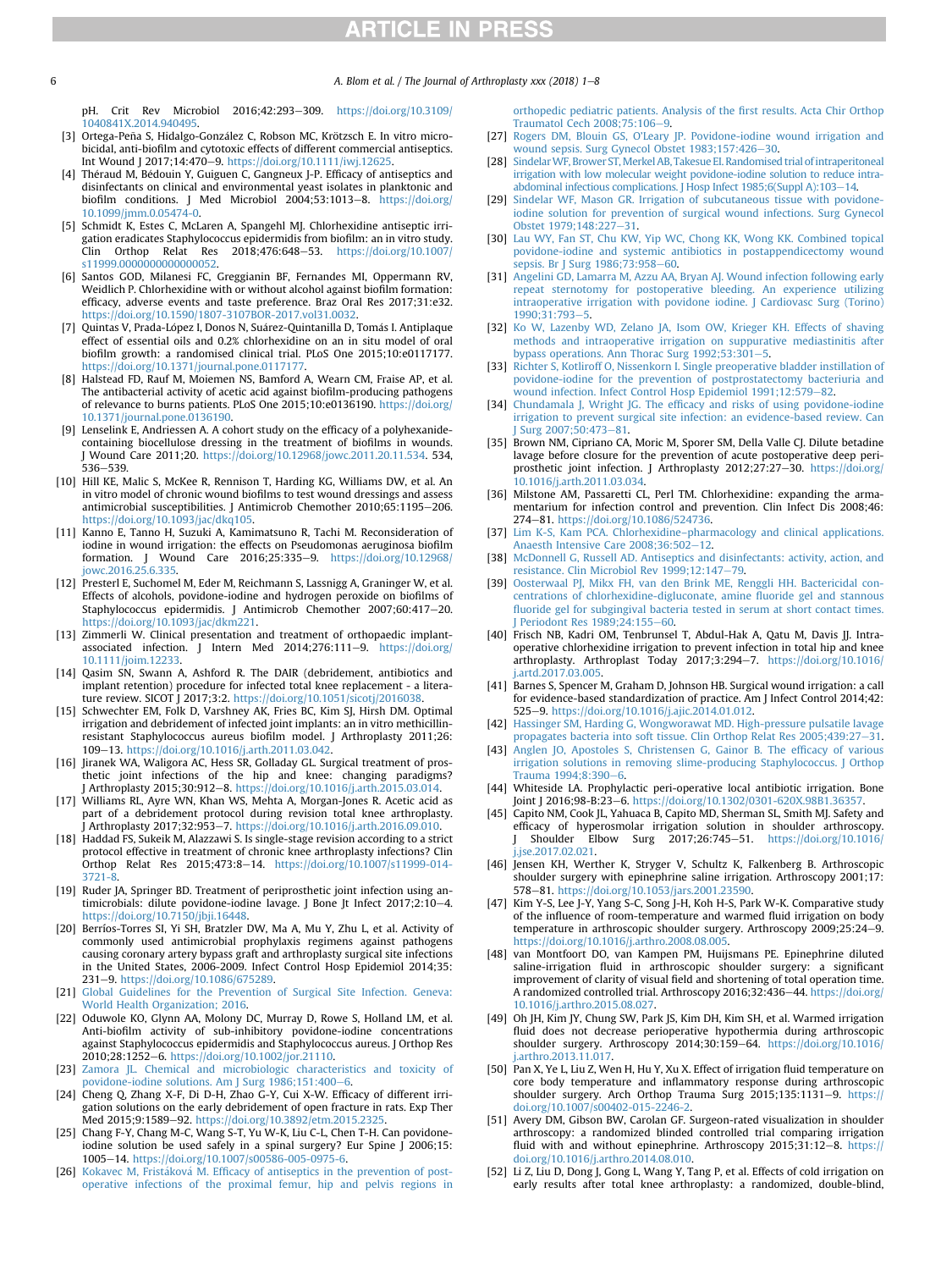pH. Crit Rev Microbiol 2016;42:293–309. https://doi.org/10.3109/1040841X.2014.940495.

[3] Ortega-Peña S, Hidalgo-González C, Robson MC, Krötzsch E. In vitro microbicidal, anti-biofilm and cytotoxic effects of different commercial antiseptics. Int Wound J 2017;14:470–9. https://doi.org/10.1111/iwj.12625.

[4] Théraud M, Bédouin Y, Guiguen C, Gangneux J-P. Efficacy of antiseptics and disinfectants on clinical and environmental yeast isolates in planktonic and biofilm conditions. J Med Microbiol 2004;53:1013–8. https://doi.org/10.1099/jmm.0.05474-0.

[5] Schmidt K, Estes C, McLaren A, Spangehl MJ. Chlorhexidine antiseptic irrigation eradicates Staphylococcus epidermidis from biofilm: an in vitro study. Clin Orthop Relat Res 2018;476:648–53. https://doi.org/10.1007/s11999.0000000000000052.

[6] Santos GOD, Milanesi FC, Greggianin BF, Fernandes MI, Oppermann RV, Weidlich P. Chlorhexidine with or without alcohol against biofilm formation: efficacy, adverse events and taste preference. Braz Oral Res 2017;31:e32. https://doi.org/10.1590/1807-3107BOR-2017.vol31.0032.

[7] Quintas V, Prada-López I, Donos N, Suárez-Quintanilla D, Tomás I. Antiplaque effect of essential oils and 0.2% chlorhexidine on an in situ model of oral biofilm growth: a randomised clinical trial. PLoS One 2015;10:e0117177. https://doi.org/10.1371/journal.pone.0117177.

[8] Halstead FD, Rauf M, Moiemen NS, Bamford A, Wearn CM, Fraise AP, et al. The antibacterial activity of acetic acid against biofilm-producing pathogens of relevance to burns patients. PLoS One 2015;10:e0136190. https://doi.org/10.1371/journal.pone.0136190.

[9] Lenselink E, Andriessen A. A cohort study on the efficacy of a polyhexanide-containing biocellulose dressing in the treatment of biofilms in wounds. J Wound Care 2011;20. https://doi.org/10.12968/jowc.2011.20.11.534. 534, 536–539.

[10] Hill KE, Malic S, McKee R, Rennison T, Harding KG, Williams DW, et al. An in vitro model of chronic wound biofilms to test wound dressings and assess antimicrobial susceptibilities. J Antimicrob Chemother 2010;65:1195–206. https://doi.org/10.1093/jac/dkq105.

[11] Kanno E, Tanno H, Suzuki A, Kamimatsuno R, Tachi M. Reconsideration of iodine in wound irrigation: the effects on Pseudomonas aeruginosa biofilm formation. J Wound Care 2016;25:335–9. https://doi.org/10.12968/jowc.2016.25.6.335.

[12] Presterl E, Suchomel M, Eder M, Reichmann S, Lassnigg A, Graninger W, et al. Effects of alcohols, povidone-iodine and hydrogen peroxide on biofilms of Staphylococcus epidermidis. J Antimicrob Chemother 2007;60:417–20. https://doi.org/10.1093/jac/dkm221.

[13] Zimmerli W. Clinical presentation and treatment of orthopaedic implant-associated infection. J Intern Med 2014;276:111–9. https://doi.org/10.1111/joim.12233.

[14] Qasim SN, Swann A, Ashford R. The DAIR (debridement, antibiotics and implant retention) procedure for infected total knee replacement - a literature review. SICOT J 2017;3:2. https://doi.org/10.1051/sicotj/2016038.

[15] Schwechter EM, Folk D, Varshney AK, Fries BC, Kim SJ, Hirsh DM. Optimal irrigation and debridement of infected joint implants: an in vitro methicillin-resistant Staphylococcus aureus biofilm model. J Arthroplasty 2011;26:109–13. https://doi.org/10.1016/j.arth.2011.03.042.

[16] Jiranek WA, Waligora AC, Hess SR, Golladay GL. Surgical treatment of prosthetic joint infections of the hip and knee: changing paradigms? J Arthroplasty 2015;30:912–8. https://doi.org/10.1016/j.arth.2015.03.014.

[17] Williams RL, Ayre WN, Khan WS, Mehta A, Morgan-Jones R. Acetic acid as part of a debridement protocol during revision total knee arthroplasty. J Arthroplasty 2017;32:953–7. https://doi.org/10.1016/j.arth.2016.09.010.

[18] Haddad FS, Sukeik M, Alazzawi S. Is single-stage revision according to a strict protocol effective in treatment of chronic knee arthroplasty infections? Clin Orthop Relat Res 2015;473:8–14. https://doi.org/10.1007/s11999-014-3721-8.

[19] Ruder JA, Springer BD. Treatment of periprosthetic joint infection using antimicrobials: dilute povidone-iodine lavage. J Bone Jt Infect 2017;2:10–4. https://doi.org/10.7150/jbji.16448.

[20] Berríos-Torres SI, Yi SH, Bratzler DW, Ma A, Mu Y, Zhu L, et al. Activity of commonly used antimicrobial prophylaxis regimens against pathogens causing coronary artery bypass graft and arthroplasty surgical site infections in the United States, 2006-2009. Infect Control Hosp Epidemiol 2014;35:231–9. https://doi.org/10.1086/675289.

[21] Global Guidelines for the Prevention of Surgical Site Infection. Geneva: World Health Organization; 2016.

[22] Oduwole KO, Glynn AA, Molony DC, Murray D, Rowe S, Holland LM, et al. Anti-biofilm activity of sub-inhibitory povidone-iodine concentrations against Staphylococcus epidermidis and Staphylococcus aureus. J Orthop Res 2010;28:1252–6. https://doi.org/10.1002/jor.21110.

[23] Zamora JL. Chemical and microbiologic characteristics and toxicity of povidone-iodine solutions. Am J Surg 1986;151:400–6.

[24] Cheng Q, Zhang X-F, Di D-H, Zhao G-Y, Cui X-W. Efficacy of different irrigation solutions on the early debridement of open fracture in rats. Exp Ther Med 2015;9:1589–92. https://doi.org/10.3892/etm.2015.2325.

[25] Chang F-Y, Chang M-C, Wang S-T, Yu W-K, Liu C-L, Chen T-H. Can povidone-iodine solution be used safely in a spinal surgery? Eur Spine J 2006;15:1005–14. https://doi.org/10.1007/s00586-005-0975-6.

[26] Kokavec M, Fristáková M. Efficacy of antiseptics in the prevention of post-operative infections of the proximal femur, hip and pelvis regions in orthopedic pediatric patients. Analysis of the first results. Acta Chir Orthop Traumatol Cech 2008;75:106–9.

[27] Rogers DM, Blouin GS, O'Leary JP. Povidone-iodine wound irrigation and wound sepsis. Surg Gynecol Obstet 1983;157:426–30.

[28] Sindelar WF, Brower ST, Merkel AB, Takesue EI. Randomised trial of intraperitoneal irrigation with low molecular weight povidone-iodine solution to reduce intra-abdominal infectious complications. J Hosp Infect 1985;6(Suppl A):103–14.

[29] Sindelar WF, Mason GR. Irrigation of subcutaneous tissue with povidone-iodine solution for prevention of surgical wound infections. Surg Gynecol Obstet 1979;148:227–31.

[30] Lau WY, Fan ST, Chu KW, Yip WC, Chong KK, Wong KK. Combined topical povidone-iodine and systemic antibiotics in postappendicectomy wound sepsis. Br J Surg 1986;73:958–60.

[31] Angelini GD, Lamarra M, Azzu AA, Bryan AJ. Wound infection following early repeat sternotomy for postoperative bleeding. An experience utilizing intraoperative irrigation with povidone iodine. J Cardiovasc Surg (Torino) 1990;31:793–5.

[32] Ko W, Lazenby WD, Zelano JA, Isom OW, Krieger KH. Effects of shaving methods and intraoperative irrigation on suppurative mediastinitis after bypass operations. Ann Thorac Surg 1992;53:301–5.

[33] Richter S, Kotliroff O, Nissenkorn I. Single preoperative bladder instillation of povidone-iodine for the prevention of postprostatectomy bacteriuria and wound infection. Infect Control Hosp Epidemiol 1991;12:579–82.

[34] Chundamala J, Wright JG. The efficacy and risks of using povidone-iodine irrigation to prevent surgical site infection: an evidence-based review. Can J Surg 2007;50:473–81.

[35] Brown NM, Cipriano CA, Moric M, Sporer SM, Della Valle CJ. Dilute betadine lavage before closure for the prevention of acute postoperative deep periprosthetic joint infection. J Arthroplasty 2012;27:27–30. https://doi.org/10.1016/j.arth.2011.03.034.

[36] Milstone AM, Passaretti CL, Perl TM. Chlorhexidine: expanding the armamentarium for infection control and prevention. Clin Infect Dis 2008;46:274–81. https://doi.org/10.1086/524736.

[37] Lim K-S, Kam PCA. Chlorhexidine–pharmacology and clinical applications. Anaesth Intensive Care 2008;36:502–12.

[38] McDonnell G, Russell AD. Antiseptics and disinfectants: activity, action, and resistance. Clin Microbiol Rev 1999;12:147–79.

[39] Oosterwaal PJ, Mikx FH, van den Brink ME, Renggli HH. Bactericidal concentrations of chlorhexidine-digluconate, amine fluoride gel and stannous fluoride gel for subgingival bacteria tested in serum at short contact times. J Periodont Res 1989;24:155–60.

[40] Frisch NB, Kadri OM, Tenbrunsel T, Abdul-Hak A, Qatu M, Davis JJ. Intraoperative chlorhexidine irrigation to prevent infection in total hip and knee arthroplasty. Arthroplast Today 2017;3:294–7. https://doi.org/10.1016/j.artd.2017.03.005.

[41] Barnes S, Spencer M, Graham D, Johnson HB. Surgical wound irrigation: a call for evidence-based standardization of practice. Am J Infect Control 2014;42:525–9. https://doi.org/10.1016/j.ajic.2014.01.012.

[42] Hassinger SM, Harding G, Wongworawat MD. High-pressure pulsatile lavage propagates bacteria into soft tissue. Clin Orthop Relat Res 2005;439:27–31.

[43] Anglen JO, Apostoles S, Christensen G, Gainor B. The efficacy of various irrigation solutions in removing slime-producing Staphylococcus. J Orthop Trauma 1994;8:390–6.

[44] Whiteside LA. Prophylactic peri-operative local antibiotic irrigation. Bone Joint J 2016;98-B:23–6. https://doi.org/10.1302/0301-620X.98B1.36357.

[45] Capito NM, Cook JL, Yahuaca B, Capito MD, Sherman SL, Smith MJ. Safety and efficacy of hyperosmolar irrigation solution in shoulder arthroscopy. J Shoulder Elbow Surg 2017;26:745–51. https://doi.org/10.1016/j.jse.2017.02.021.

[46] Jensen KH, Werther K, Stryger V, Schultz K, Falkenberg B. Arthroscopic shoulder surgery with epinephrine saline irrigation. Arthroscopy 2001;17:578–81. https://doi.org/10.1053/jars.2001.23590.

[47] Kim Y-S, Lee J-Y, Yang S-C, Song J-H, Koh H-S, Park W-K. Comparative study of the influence of room-temperature and warmed fluid irrigation on body temperature in arthroscopic shoulder surgery. Arthroscopy 2009;25:24–9. https://doi.org/10.1016/j.arthro.2008.08.005.

[48] van Montfoort DO, van Kampen PM, Huijsmans PE. Epinephrine diluted saline-irrigation fluid in arthroscopic shoulder surgery: a significant improvement of clarity of visual field and shortening of total operation time. A randomized controlled trial. Arthroscopy 2016;32:436–44. https://doi.org/10.1016/j.arthro.2015.08.027.

[49] Oh JH, Kim JY, Chung SW, Park JS, Kim DH, Kim SH, et al. Warmed irrigation fluid does not decrease perioperative hypothermia during arthroscopic shoulder surgery. Arthroscopy 2014;30:159–64. https://doi.org/10.1016/j.arthro.2013.11.017.

[50] Pan X, Ye L, Liu Z, Wen H, Hu Y, Xu X. Effect of irrigation fluid temperature on core body temperature and inflammatory response during arthroscopic shoulder surgery. Arch Orthop Trauma Surg 2015;135:1131–9. https://doi.org/10.1007/s00402-015-2246-2.

[51] Avery DM, Gibson BW, Carolan GF. Surgeon-rated visualization in shoulder arthroscopy: a randomized blinded controlled trial comparing irrigation fluid with and without epinephrine. Arthroscopy 2015;31:12–8. https://doi.org/10.1016/j.arthro.2014.08.010.

[52] Li Z, Liu D, Dong J, Gong L, Wang Y, Tang P, et al. Effects of cold irrigation on early results after total knee arthroplasty: a randomized, double-blind,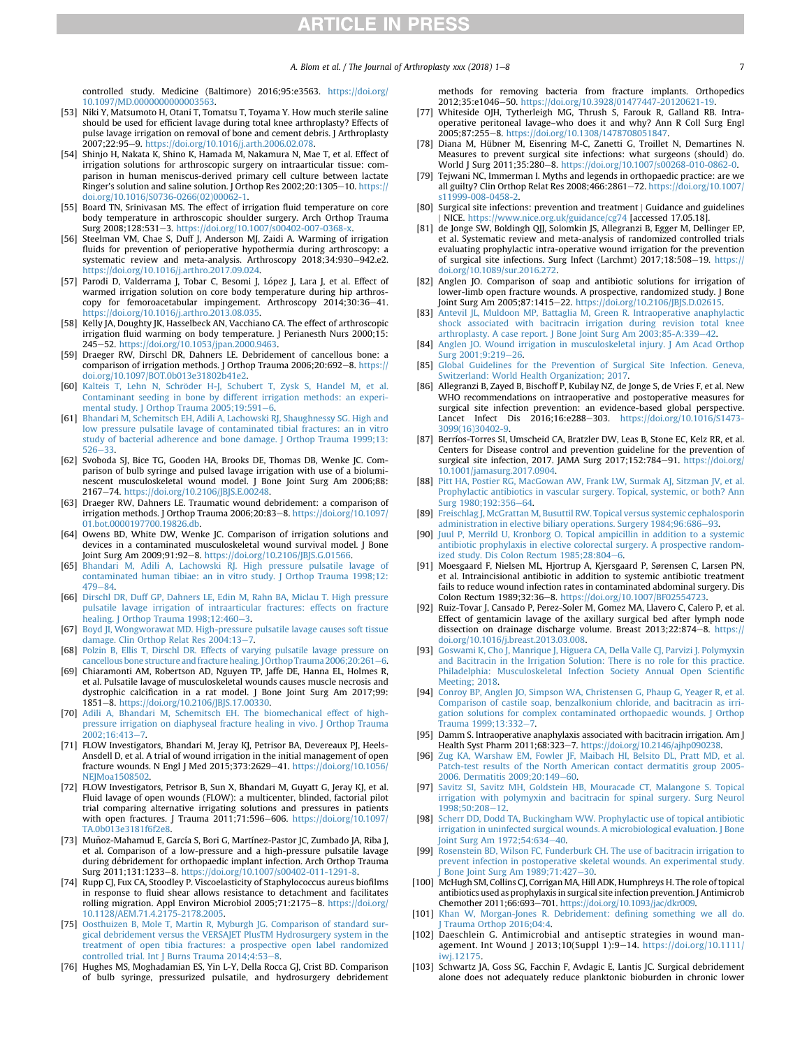controlled study. Medicine (Baltimore) 2016;95:e3563. https://doi.org/10.1097/MD.0000000000003563.

[53] Niki Y, Matsumoto H, Otani T, Tomatsu T, Toyama Y. How much sterile saline should be used for efficient lavage during total knee arthroplasty? Effects of pulse lavage irrigation on removal of bone and cement debris. J Arthroplasty 2007;22:95–9. https://doi.org/10.1016/j.arth.2006.02.078.

[54] Shinjo H, Nakata K, Shino K, Hamada M, Nakamura N, Mae T, et al. Effect of irrigation solutions for arthroscopic surgery on intraarticular tissue: comparison in human meniscus-derived primary cell culture between lactate Ringer's solution and saline solution. J Orthop Res 2002;20:1305–10. https://doi.org/10.1016/S0736-0266(02)00062-1.

[55] Board TN, Srinivasan MS. The effect of irrigation fluid temperature on core body temperature in arthroscopic shoulder surgery. Arch Orthop Trauma Surg 2008;128:531–3. https://doi.org/10.1007/s00402-007-0368-x.

[56] Steelman VM, Chae S, Duff J, Anderson MJ, Zaidi A. Warming of irrigation fluids for prevention of perioperative hypothermia during arthroscopy: a systematic review and meta-analysis. Arthroscopy 2018;34:930–942.e2. https://doi.org/10.1016/j.arthro.2017.09.024.

[57] Parodi D, Valderrama J, Tobar C, Besomi J, López J, Lara J, et al. Effect of warmed irrigation solution on core body temperature during hip arthroscopy for femoroacetabular impingement. Arthroscopy 2014;30:36–41. https://doi.org/10.1016/j.arthro.2013.08.035.

[58] Kelly JA, Doughty JK, Hasselbeck AN, Vacchiano CA. The effect of arthroscopic irrigation fluid warming on body temperature. J Perianesth Nurs 2000;15:245–52. https://doi.org/10.1053/jpan.2000.9463.

[59] Draeger RW, Dirschl DR, Dahners LE. Debridement of cancellous bone: a comparison of irrigation methods. J Orthop Trauma 2006;20:692–8. https://doi.org/10.1097/BOT.0b013e31802b41e2.

[60] Kalteis T, Lehn N, Schröder H-J, Schubert T, Zysk S, Handel M, et al. Contaminant seeding in bone by different irrigation methods: an experimental study. J Orthop Trauma 2005;19:591–6.

[61] Bhandari M, Schemitsch EH, Adili A, Lachowski RJ, Shaughnessy SG. High and low pressure pulsatile lavage of contaminated tibial fractures: an in vitro study of bacterial adherence and bone damage. J Orthop Trauma 1999;13:526–33.

[62] Svoboda SJ, Bice TG, Gooden HA, Brooks DE, Thomas DB, Wenke JC. Comparison of bulb syringe and pulsed lavage irrigation with use of a bioluminescent musculoskeletal wound model. J Bone Joint Surg Am 2006;88:2167–74. https://doi.org/10.2106/JBJS.E.00248.

[63] Draeger RW, Dahners LE. Traumatic wound debridement: a comparison of irrigation methods. J Orthop Trauma 2006;20:83–8. https://doi.org/10.1097/01.bot.0000197700.19826.db.

[64] Owens BD, White DW, Wenke JC. Comparison of irrigation solutions and devices in a contaminated musculoskeletal wound survival model. J Bone Joint Surg Am 2009;91:92–8. https://doi.org/10.2106/JBJS.G.01566.

[65] Bhandari M, Adili A, Lachowski RJ. High pressure pulsatile lavage of contaminated human tibiae: an in vitro study. J Orthop Trauma 1998;12:479–84.

[66] Dirschl DR, Duff GP, Dahners LE, Edin M, Rahn BA, Miclau T. High pressure pulsatile lavage irrigation of intraarticular fractures: effects on fracture healing. J Orthop Trauma 1998;12:460–3.

[67] Boyd JI, Wongworawat MD. High-pressure pulsatile lavage causes soft tissue damage. Clin Orthop Relat Res 2004:13–7.

[68] Polzin B, Ellis T, Dirschl DR. Effects of varying pulsatile lavage pressure on cancellous bone structure and fracture healing. J Orthop Trauma 2006;20:261–6.

[69] Chiaramonti AM, Robertson AD, Nguyen TP, Jaffe DE, Hanna EL, Holmes R, et al. Pulsatile lavage of musculoskeletal wounds causes muscle necrosis and dystrophic calcification in a rat model. J Bone Joint Surg Am 2017;99:1851–8. https://doi.org/10.2106/JBJS.17.00330.

[70] Adili A, Bhandari M, Schemitsch EH. The biomechanical effect of high-pressure irrigation on diaphyseal fracture healing in vivo. J Orthop Trauma 2002;16:413–7.

[71] FLOW Investigators, Bhandari M, Jeray KJ, Petrisor BA, Devereaux PJ, Heels-Ansdell D, et al. A trial of wound irrigation in the initial management of open fracture wounds. N Engl J Med 2015;373:2629–41. https://doi.org/10.1056/NEJMoa1508502.

[72] FLOW Investigators, Petrisor B, Sun X, Bhandari M, Guyatt G, Jeray KJ, et al. Fluid lavage of open wounds (FLOW): a multicenter, blinded, factorial pilot trial comparing alternative irrigating solutions and pressures in patients with open fractures. J Trauma 2011;71:596–606. https://doi.org/10.1097/TA.0b013e3181f6f2e8.

[73] Muñoz-Mahamud E, García S, Bori G, Martínez-Pastor JC, Zumbado JA, Riba J, et al. Comparison of a low-pressure and a high-pressure pulsatile lavage during débridement for orthopaedic implant infection. Arch Orthop Trauma Surg 2011;131:1233–8. https://doi.org/10.1007/s00402-011-1291-8.

[74] Rupp CJ, Fux CA, Stoodley P. Viscoelasticity of Staphylococcus aureus biofilms in response to fluid shear allows resistance to detachment and facilitates rolling migration. Appl Environ Microbiol 2005;71:2175–8. https://doi.org/10.1128/AEM.71.4.2175-2178.2005.

[75] Oosthuizen B, Mole T, Martin R, Myburgh JG. Comparison of standard surgical debridement versus the VERSAJET PlusTM Hydrosurgery system in the treatment of open tibia fractures: a prospective open label randomized controlled trial. Int J Burns Trauma 2014;4:53–8.

[76] Hughes MS, Moghadamian ES, Yin L-Y, Della Rocca GJ, Crist BD. Comparison of bulb syringe, pressurized pulsatile, and hydrosurgery debridement methods for removing bacteria from fracture implants. Orthopedics 2012;35:e1046–50. https://doi.org/10.3928/01477447-20120621-19.

[77] Whiteside OJH, Tytherleigh MG, Thrush S, Farouk R, Galland RB. Intra-operative peritoneal lavage–who does it and why? Ann R Coll Surg Engl 2005;87:255–8. https://doi.org/10.1308/1478708051847.

[78] Diana M, Hübner M, Eisenring M-C, Zanetti G, Troillet N, Demartines N. Measures to prevent surgical site infections: what surgeons (should) do. World J Surg 2011;35:280–8. https://doi.org/10.1007/s00268-010-0862-0.

[79] Tejwani NC, Immerman I. Myths and legends in orthopaedic practice: are we all guilty? Clin Orthop Relat Res 2008;466:2861–72. https://doi.org/10.1007/s11999-008-0458-2.

[80] Surgical site infections: prevention and treatment | Guidance and guidelines | NICE. https://www.nice.org.uk/guidance/cg74 [accessed 17.05.18].

[81] de Jonge SW, Boldingh QJJ, Solomkin JS, Allegranzi B, Egger M, Dellinger EP, et al. Systematic review and meta-analysis of randomized controlled trials evaluating prophylactic intra-operative wound irrigation for the prevention of surgical site infections. Surg Infect (Larchmt) 2017;18:508–19. https://doi.org/10.1089/sur.2016.272.

[82] Anglen JO. Comparison of soap and antibiotic solutions for irrigation of lower-limb open fracture wounds. A prospective, randomized study. J Bone Joint Surg Am 2005;87:1415–22. https://doi.org/10.2106/JBJS.D.02615.

[83] Antevil JL, Muldoon MP, Battaglia M, Green R. Intraoperative anaphylactic shock associated with bacitracin irrigation during revision total knee arthroplasty. A case report. J Bone Joint Surg Am 2003;85-A:339–42.

[84] Anglen JO. Wound irrigation in musculoskeletal injury. J Am Acad Orthop Surg 2001;9:219–26.

[85] Global Guidelines for the Prevention of Surgical Site Infection. Geneva, Switzerland: World Health Organization; 2017.

[86] Allegranzi B, Zayed B, Bischoff P, Kubilay NZ, de Jonge S, de Vries F, et al. New WHO recommendations on intraoperative and postoperative measures for surgical site infection prevention: an evidence-based global perspective. Lancet Infect Dis 2016;16:e288–303. https://doi.org/10.1016/S1473-3099(16)30402-9.

[87] Berríos-Torres SI, Umscheid CA, Bratzler DW, Leas B, Stone EC, Kelz RR, et al. Centers for Disease control and prevention guideline for the prevention of surgical site infection, 2017. JAMA Surg 2017;152:784–91. https://doi.org/10.1001/jamasurg.2017.0904.

[88] Pitt HA, Postier RG, MacGowan AW, Frank LW, Surmak AJ, Sitzman JV, et al. Prophylactic antibiotics in vascular surgery. Topical, systemic, or both? Ann Surg 1980;192:356–64.

[89] Freischlag J, McGrattan M, Busuttil RW. Topical versus systemic cephalosporin administration in elective biliary operations. Surgery 1984;96:686–93.

[90] Juul P, Merrild U, Kronborg O. Topical ampicillin in addition to a systemic antibiotic prophylaxis in elective colorectal surgery. A prospective randomized study. Dis Colon Rectum 1985;28:804–6.

[91] Moesgaard F, Nielsen ML, Hjortrup A, Kjersgaard P, Sørensen C, Larsen PN, et al. Intraincisional antibiotic in addition to systemic antibiotic treatment fails to reduce wound infection rates in contaminated abdominal surgery. Dis Colon Rectum 1989;32:36–8. https://doi.org/10.1007/BF02554723.

[92] Ruiz-Tovar J, Cansado P, Perez-Soler M, Gomez MA, Llavero C, Calero P, et al. Effect of gentamicin lavage of the axillary surgical bed after lymph node dissection on drainage discharge volume. Breast 2013;22:874–8. https://doi.org/10.1016/j.breast.2013.03.008.

[93] Goswami K, Cho J, Manrique J, Higuera CA, Della Valle CJ, Parvizi J. Polymyxin and Bacitracin in the Irrigation Solution: There is no role for this practice. Philadelphia: Musculoskeletal Infection Society Annual Open Scientific Meeting; 2018.

[94] Conroy BP, Anglen JO, Simpson WA, Christensen G, Phaup G, Yeager R, et al. Comparison of castile soap, benzalkonium chloride, and bacitracin as irrigation solutions for complex contaminated orthopaedic wounds. J Orthop Trauma 1999;13:332–7.

[95] Damm S. Intraoperative anaphylaxis associated with bacitracin irrigation. Am J Health Syst Pharm 2011;68:323–7. https://doi.org/10.2146/ajhp090238.

[96] Zug KA, Warshaw EM, Fowler JF, Maibach HI, Belsito DL, Pratt MD, et al. Patch-test results of the North American contact dermatitis group 2005-2006. Dermatitis 2009;20:149–60.

[97] Savitz SI, Savitz MH, Goldstein HB, Mouracade CT, Malangone S. Topical irrigation with polymyxin and bacitracin for spinal surgery. Surg Neurol 1998;50:208–12.

[98] Scherr DD, Dodd TA, Buckingham WW. Prophylactic use of topical antibiotic irrigation in uninfected surgical wounds. A microbiological evaluation. J Bone Joint Surg Am 1972;54:634–40.

[99] Rosenstein BD, Wilson FC, Funderburk CH. The use of bacitracin irrigation to prevent infection in postoperative skeletal wounds. An experimental study. J Bone Joint Surg Am 1989;71:427–30.

[100] McHugh SM, Collins CJ, Corrigan MA, Hill ADK, Humphreys H. The role of topical antibiotics used as prophylaxis in surgical site infection prevention. J Antimicrob Chemother 2011;66:693–701. https://doi.org/10.1093/jac/dkr009.

[101] Khan W, Morgan-Jones R. Debridement: defining something we all do. J Trauma Orthop 2016;04:4.

[102] Daeschlein G. Antimicrobial and antiseptic strategies in wound management. Int Wound J 2013;10(Suppl 1):9–14. https://doi.org/10.1111/iwj.12175.

[103] Schwartz JA, Goss SG, Facchin F, Avdagic E, Lantis JC. Surgical debridement alone does not adequately reduce planktonic bioburden in chronic lower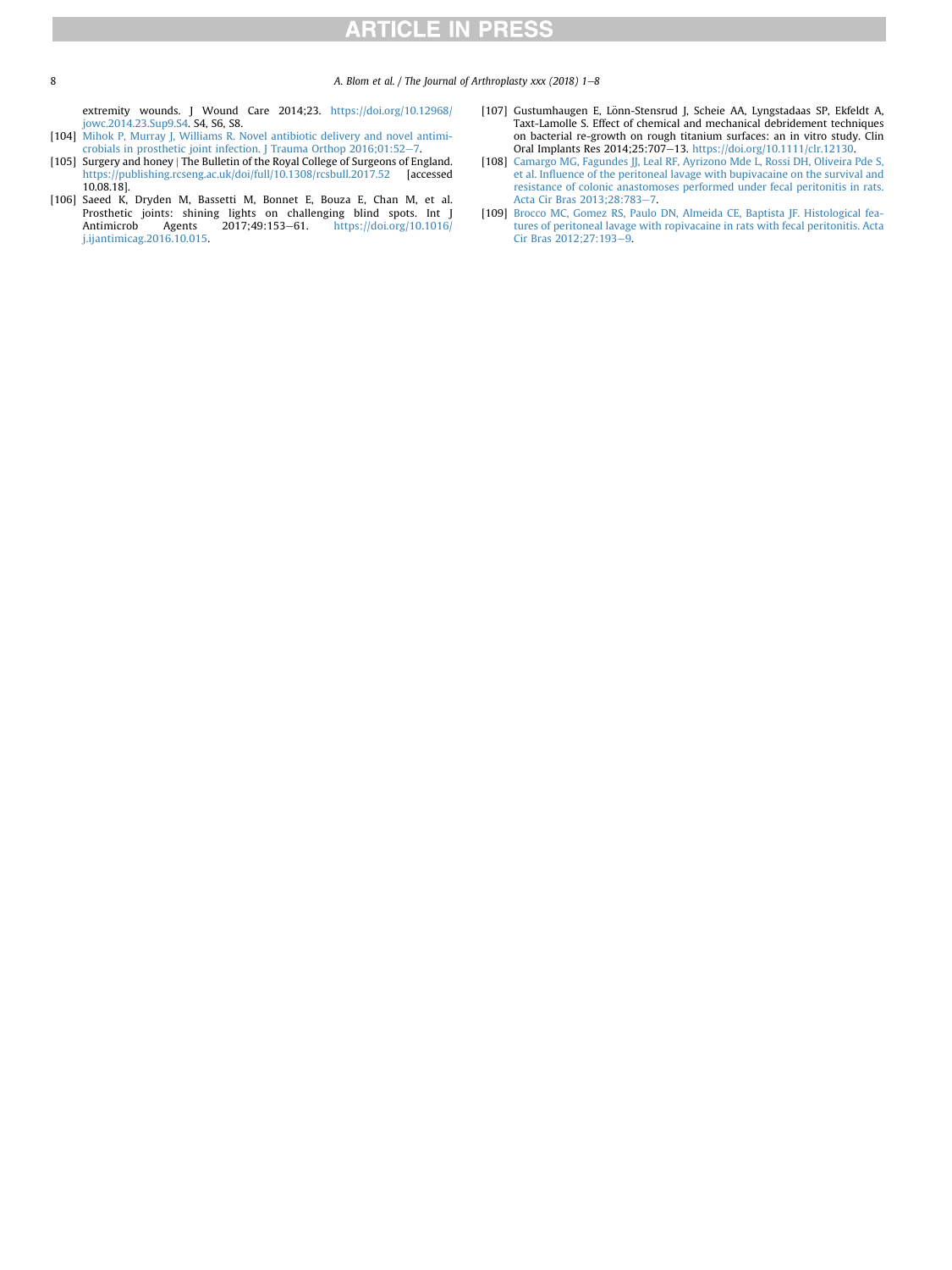extremity wounds. J Wound Care 2014;23. https://doi.org/10.12968/jowc.2014.23.Sup9.S4. S4, S6, S8.

[104] Mihok P, Murray J, Williams R. Novel antibiotic delivery and novel antimicrobials in prosthetic joint infection. J Trauma Orthop 2016;01:52–7.

[105] Surgery and honey | The Bulletin of the Royal College of Surgeons of England. https://publishing.rcseng.ac.uk/doi/full/10.1308/rcsbull.2017.52 [accessed 10.08.18].

[106] Saeed K, Dryden M, Bassetti M, Bonnet E, Bouza E, Chan M, et al. Prosthetic joints: shining lights on challenging blind spots. Int J Antimicrob Agents 2017;49:153–61. https://doi.org/10.1016/j.ijantimicag.2016.10.015.

[107] Gustumhaugen E, Lönn-Stensrud J, Scheie AA, Lyngstadaas SP, Ekfeldt A, Taxt-Lamolle S. Effect of chemical and mechanical debridement techniques on bacterial re-growth on rough titanium surfaces: an in vitro study. Clin Oral Implants Res 2014;25:707–13. https://doi.org/10.1111/clr.12130.

[108] Camargo MG, Fagundes JJ, Leal RF, Ayrizono Mde L, Rossi DH, Oliveira Pde S, et al. Influence of the peritoneal lavage with bupivacaine on the survival and resistance of colonic anastomoses performed under fecal peritonitis in rats. Acta Cir Bras 2013;28:783–7.

[109] Brocco MC, Gomez RS, Paulo DN, Almeida CE, Baptista JF. Histological features of peritoneal lavage with ropivacaine in rats with fecal peritonitis. Acta Cir Bras 2012;27:193–9.